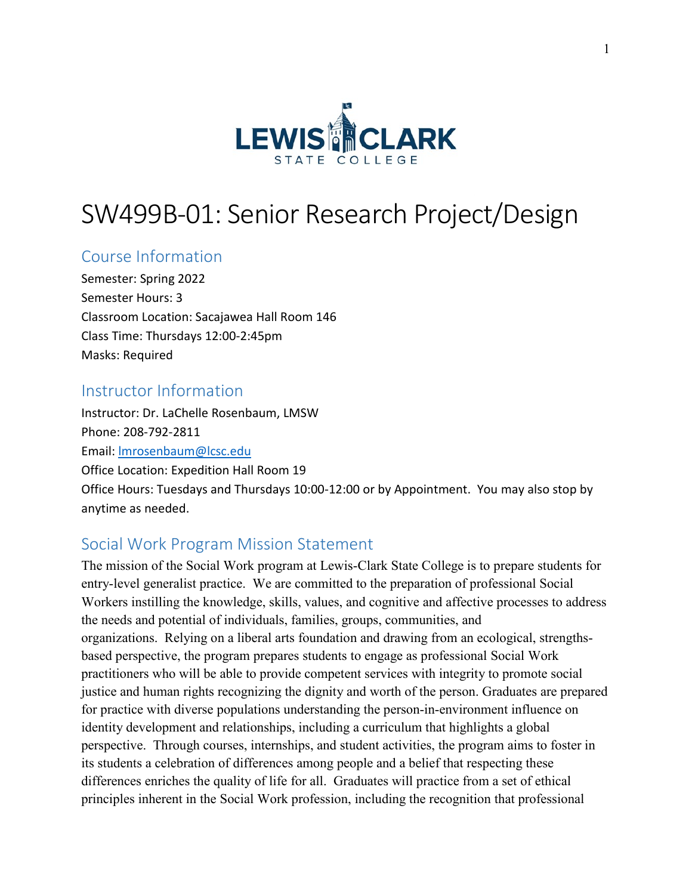# SW499B-01: Senior Research Project/Design

## Course Information

Semester: Spring 2022
Semester Hours: 3
Classroom Location: Sacajawea Hall Room 146
Class Time: Thursdays 12:00-2:45pm
Masks: Required

## Instructor Information

Instructor: Dr. LaChelle Rosenbaum, LMSW
Phone: 208-792-2811
Email: lmrosenbaum@lcsc.edu
Office Location: Expedition Hall Room 19
Office Hours: Tuesdays and Thursdays 10:00-12:00 or by Appointment. You may also stop by anytime as needed.

## Social Work Program Mission Statement

The mission of the Social Work program at Lewis-Clark State College is to prepare students for entry-level generalist practice. We are committed to the preparation of professional Social Workers instilling the knowledge, skills, values, and cognitive and affective processes to address the needs and potential of individuals, families, groups, communities, and organizations. Relying on a liberal arts foundation and drawing from an ecological, strengths-based perspective, the program prepares students to engage as professional Social Work practitioners who will be able to provide competent services with integrity to promote social justice and human rights recognizing the dignity and worth of the person. Graduates are prepared for practice with diverse populations understanding the person-in-environment influence on identity development and relationships, including a curriculum that highlights a global perspective. Through courses, internships, and student activities, the program aims to foster in its students a celebration of differences among people and a belief that respecting these differences enriches the quality of life for all. Graduates will practice from a set of ethical principles inherent in the Social Work profession, including the recognition that professional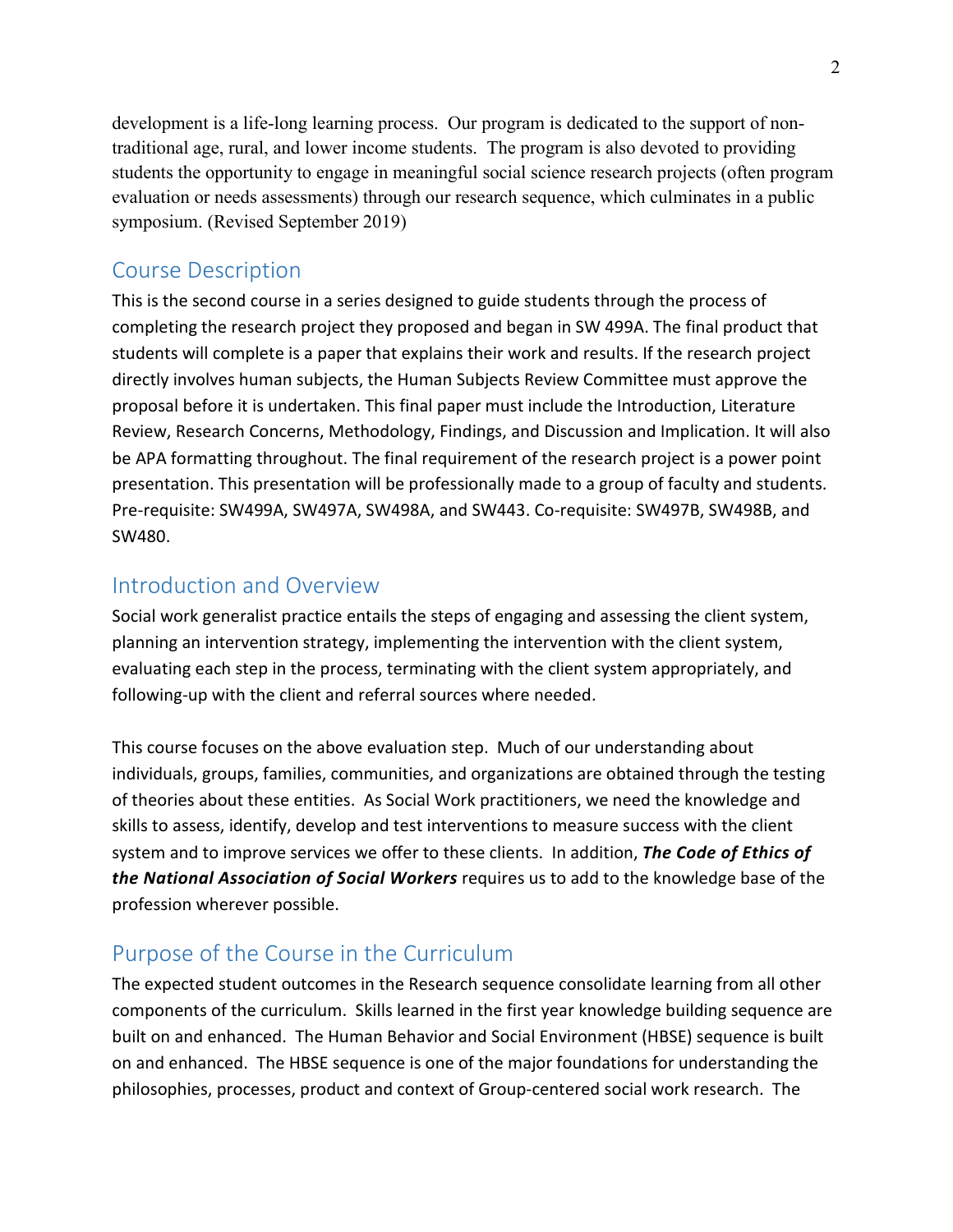development is a life-long learning process. Our program is dedicated to the support of non-traditional age, rural, and lower income students. The program is also devoted to providing students the opportunity to engage in meaningful social science research projects (often program evaluation or needs assessments) through our research sequence, which culminates in a public symposium. (Revised September 2019)

## Course Description

This is the second course in a series designed to guide students through the process of completing the research project they proposed and began in SW 499A. The final product that students will complete is a paper that explains their work and results. If the research project directly involves human subjects, the Human Subjects Review Committee must approve the proposal before it is undertaken. This final paper must include the Introduction, Literature Review, Research Concerns, Methodology, Findings, and Discussion and Implication. It will also be APA formatting throughout. The final requirement of the research project is a power point presentation. This presentation will be professionally made to a group of faculty and students. Pre-requisite: SW499A, SW497A, SW498A, and SW443. Co-requisite: SW497B, SW498B, and SW480.

## Introduction and Overview

Social work generalist practice entails the steps of engaging and assessing the client system, planning an intervention strategy, implementing the intervention with the client system, evaluating each step in the process, terminating with the client system appropriately, and following-up with the client and referral sources where needed.

This course focuses on the above evaluation step. Much of our understanding about individuals, groups, families, communities, and organizations are obtained through the testing of theories about these entities. As Social Work practitioners, we need the knowledge and skills to assess, identify, develop and test interventions to measure success with the client system and to improve services we offer to these clients. In addition, ***The Code of Ethics of the National Association of Social Workers*** requires us to add to the knowledge base of the profession wherever possible.

## Purpose of the Course in the Curriculum

The expected student outcomes in the Research sequence consolidate learning from all other components of the curriculum. Skills learned in the first year knowledge building sequence are built on and enhanced. The Human Behavior and Social Environment (HBSE) sequence is built on and enhanced. The HBSE sequence is one of the major foundations for understanding the philosophies, processes, product and context of Group-centered social work research. The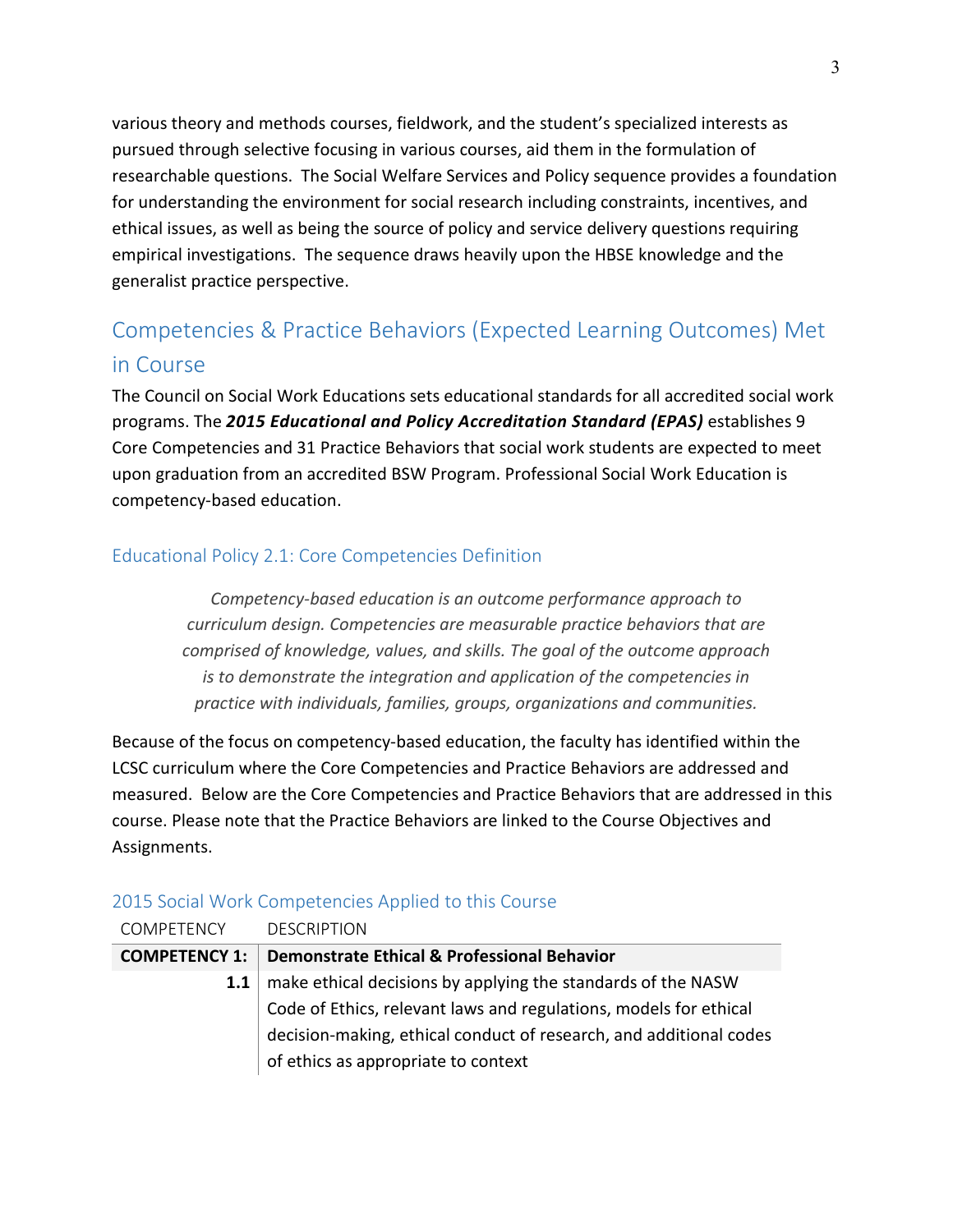various theory and methods courses, fieldwork, and the student's specialized interests as pursued through selective focusing in various courses, aid them in the formulation of researchable questions. The Social Welfare Services and Policy sequence provides a foundation for understanding the environment for social research including constraints, incentives, and ethical issues, as well as being the source of policy and service delivery questions requiring empirical investigations. The sequence draws heavily upon the HBSE knowledge and the generalist practice perspective.

## Competencies & Practice Behaviors (Expected Learning Outcomes) Met in Course

The Council on Social Work Educations sets educational standards for all accredited social work programs. The ***2015 Educational and Policy Accreditation Standard (EPAS)*** establishes 9 Core Competencies and 31 Practice Behaviors that social work students are expected to meet upon graduation from an accredited BSW Program. Professional Social Work Education is competency-based education.

### Educational Policy 2.1: Core Competencies Definition

> *Competency-based education is an outcome performance approach to curriculum design. Competencies are measurable practice behaviors that are comprised of knowledge, values, and skills. The goal of the outcome approach is to demonstrate the integration and application of the competencies in practice with individuals, families, groups, organizations and communities.*

Because of the focus on competency-based education, the faculty has identified within the LCSC curriculum where the Core Competencies and Practice Behaviors are addressed and measured. Below are the Core Competencies and Practice Behaviors that are addressed in this course. Please note that the Practice Behaviors are linked to the Course Objectives and Assignments.

### 2015 Social Work Competencies Applied to this Course

| COMPETENCY | DESCRIPTION |
|---|---|
| **COMPETENCY 1:** | **Demonstrate Ethical & Professional Behavior** |
| **1.1** | make ethical decisions by applying the standards of the NASW Code of Ethics, relevant laws and regulations, models for ethical decision-making, ethical conduct of research, and additional codes of ethics as appropriate to context |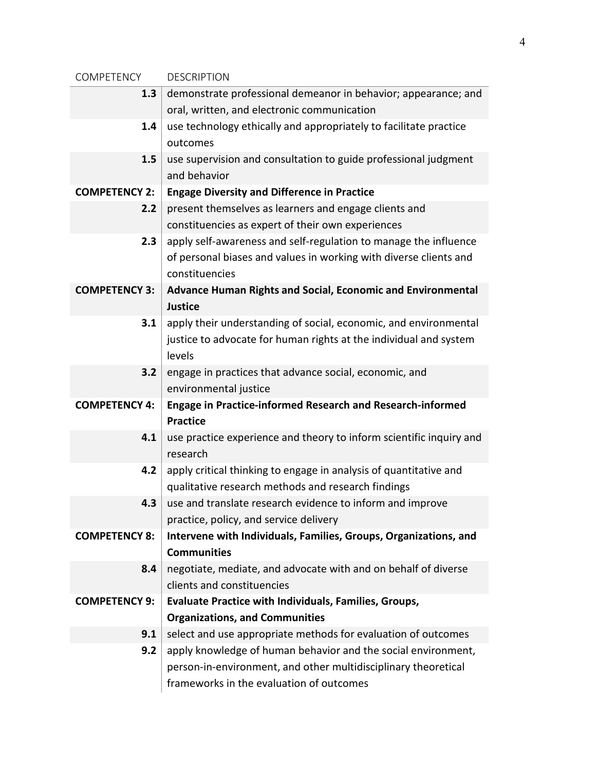| COMPETENCY | DESCRIPTION |
|---|---|
| **1.3** | demonstrate professional demeanor in behavior; appearance; and oral, written, and electronic communication |
| **1.4** | use technology ethically and appropriately to facilitate practice outcomes |
| **1.5** | use supervision and consultation to guide professional judgment and behavior |
| **COMPETENCY 2:** | **Engage Diversity and Difference in Practice** |
| **2.2** | present themselves as learners and engage clients and constituencies as expert of their own experiences |
| **2.3** | apply self-awareness and self-regulation to manage the influence of personal biases and values in working with diverse clients and constituencies |
| **COMPETENCY 3:** | **Advance Human Rights and Social, Economic and Environmental Justice** |
| **3.1** | apply their understanding of social, economic, and environmental justice to advocate for human rights at the individual and system levels |
| **3.2** | engage in practices that advance social, economic, and environmental justice |
| **COMPETENCY 4:** | **Engage in Practice-informed Research and Research-informed Practice** |
| **4.1** | use practice experience and theory to inform scientific inquiry and research |
| **4.2** | apply critical thinking to engage in analysis of quantitative and qualitative research methods and research findings |
| **4.3** | use and translate research evidence to inform and improve practice, policy, and service delivery |
| **COMPETENCY 8:** | **Intervene with Individuals, Families, Groups, Organizations, and Communities** |
| **8.4** | negotiate, mediate, and advocate with and on behalf of diverse clients and constituencies |
| **COMPETENCY 9:** | **Evaluate Practice with Individuals, Families, Groups, Organizations, and Communities** |
| **9.1** | select and use appropriate methods for evaluation of outcomes |
| **9.2** | apply knowledge of human behavior and the social environment, person-in-environment, and other multidisciplinary theoretical frameworks in the evaluation of outcomes |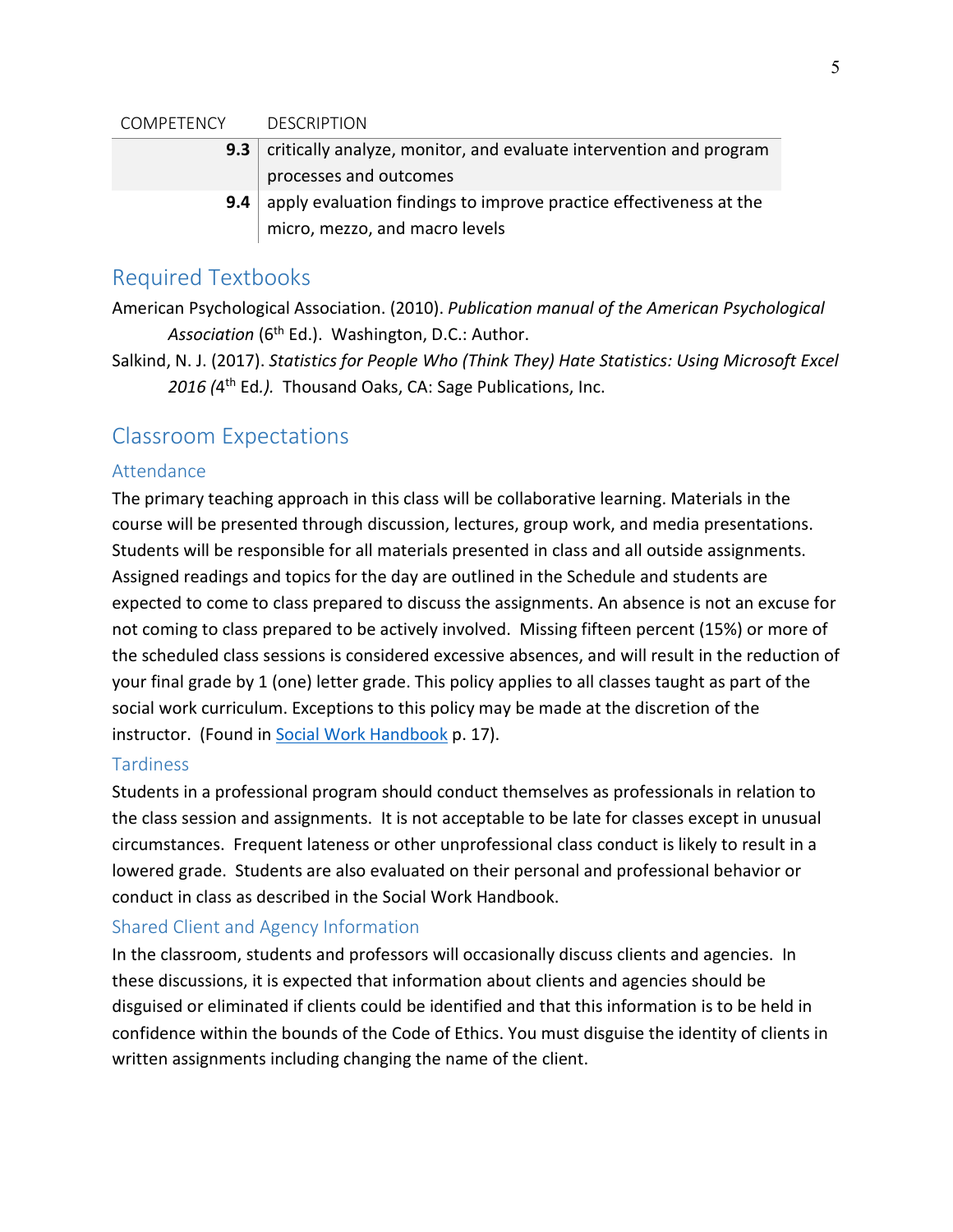| COMPETENCY | DESCRIPTION |
| --- | --- |
| **9.3** | critically analyze, monitor, and evaluate intervention and program processes and outcomes |
| **9.4** | apply evaluation findings to improve practice effectiveness at the micro, mezzo, and macro levels |

## Required Textbooks

American Psychological Association. (2010). *Publication manual of the American Psychological Association* (6th Ed.). Washington, D.C.: Author.

Salkind, N. J. (2017). *Statistics for People Who (Think They) Hate Statistics: Using Microsoft Excel 2016 (*4th Ed*.).* Thousand Oaks, CA: Sage Publications, Inc.

## Classroom Expectations

### Attendance

The primary teaching approach in this class will be collaborative learning. Materials in the course will be presented through discussion, lectures, group work, and media presentations. Students will be responsible for all materials presented in class and all outside assignments. Assigned readings and topics for the day are outlined in the Schedule and students are expected to come to class prepared to discuss the assignments. An absence is not an excuse for not coming to class prepared to be actively involved. Missing fifteen percent (15%) or more of the scheduled class sessions is considered excessive absences, and will result in the reduction of your final grade by 1 (one) letter grade. This policy applies to all classes taught as part of the social work curriculum. Exceptions to this policy may be made at the discretion of the instructor. (Found in Social Work Handbook p. 17).

### Tardiness

Students in a professional program should conduct themselves as professionals in relation to the class session and assignments. It is not acceptable to be late for classes except in unusual circumstances. Frequent lateness or other unprofessional class conduct is likely to result in a lowered grade. Students are also evaluated on their personal and professional behavior or conduct in class as described in the Social Work Handbook.

### Shared Client and Agency Information

In the classroom, students and professors will occasionally discuss clients and agencies. In these discussions, it is expected that information about clients and agencies should be disguised or eliminated if clients could be identified and that this information is to be held in confidence within the bounds of the Code of Ethics. You must disguise the identity of clients in written assignments including changing the name of the client.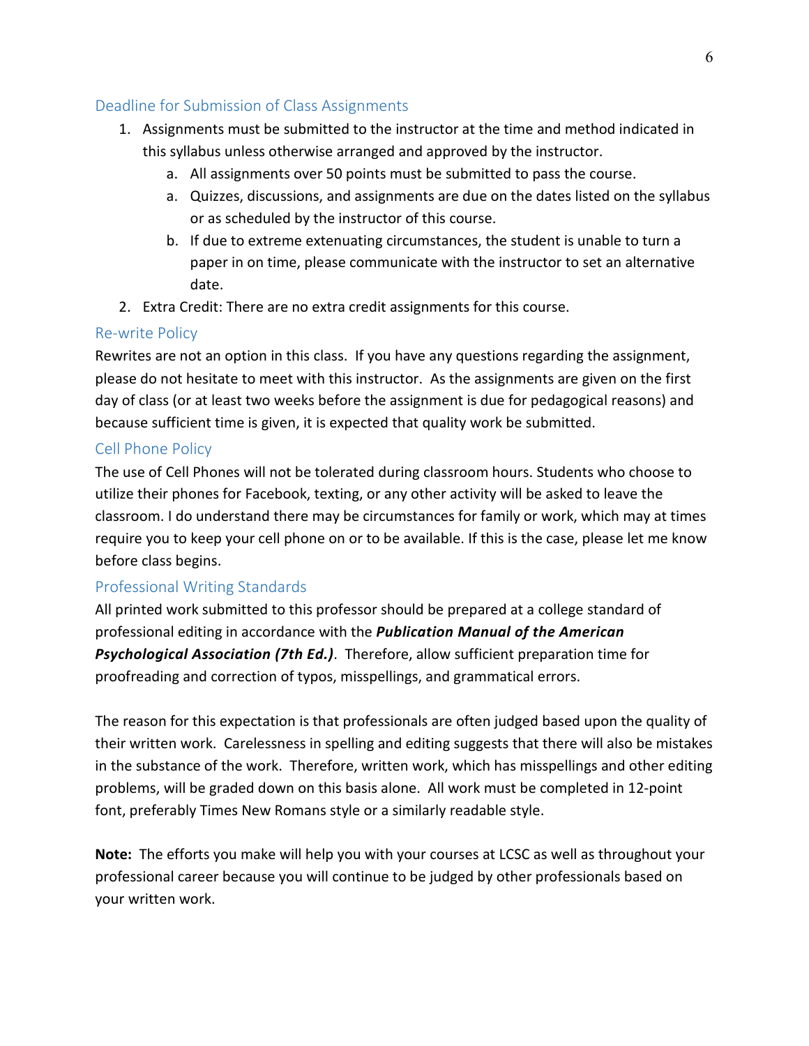## Deadline for Submission of Class Assignments

1. Assignments must be submitted to the instructor at the time and method indicated in this syllabus unless otherwise arranged and approved by the instructor.
    a. All assignments over 50 points must be submitted to pass the course.
    a. Quizzes, discussions, and assignments are due on the dates listed on the syllabus or as scheduled by the instructor of this course.
    b. If due to extreme extenuating circumstances, the student is unable to turn a paper in on time, please communicate with the instructor to set an alternative date.
2. Extra Credit: There are no extra credit assignments for this course.

## Re-write Policy

Rewrites are not an option in this class. If you have any questions regarding the assignment, please do not hesitate to meet with this instructor. As the assignments are given on the first day of class (or at least two weeks before the assignment is due for pedagogical reasons) and because sufficient time is given, it is expected that quality work be submitted.

## Cell Phone Policy

The use of Cell Phones will not be tolerated during classroom hours. Students who choose to utilize their phones for Facebook, texting, or any other activity will be asked to leave the classroom. I do understand there may be circumstances for family or work, which may at times require you to keep your cell phone on or to be available. If this is the case, please let me know before class begins.

## Professional Writing Standards

All printed work submitted to this professor should be prepared at a college standard of professional editing in accordance with the ***Publication Manual of the American Psychological Association (7th Ed.)***. Therefore, allow sufficient preparation time for proofreading and correction of typos, misspellings, and grammatical errors.

The reason for this expectation is that professionals are often judged based upon the quality of their written work. Carelessness in spelling and editing suggests that there will also be mistakes in the substance of the work. Therefore, written work, which has misspellings and other editing problems, will be graded down on this basis alone. All work must be completed in 12-point font, preferably Times New Romans style or a similarly readable style.

**Note:** The efforts you make will help you with your courses at LCSC as well as throughout your professional career because you will continue to be judged by other professionals based on your written work.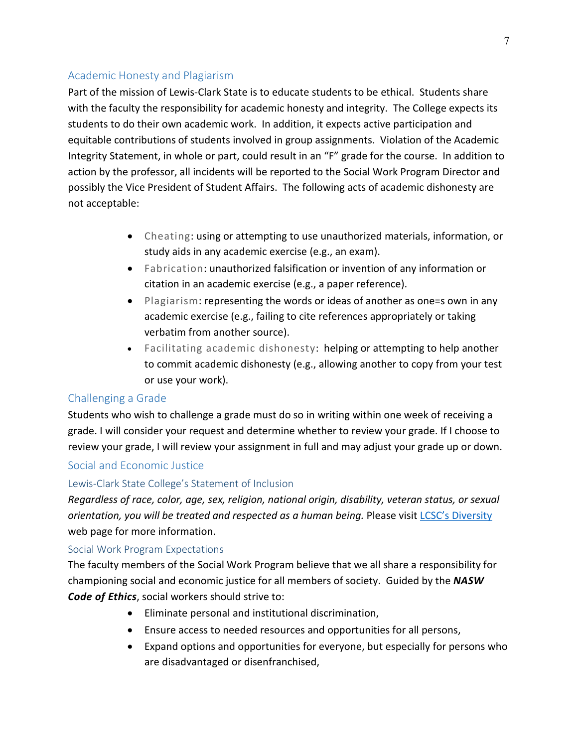## Academic Honesty and Plagiarism

Part of the mission of Lewis-Clark State is to educate students to be ethical. Students share with the faculty the responsibility for academic honesty and integrity. The College expects its students to do their own academic work. In addition, it expects active participation and equitable contributions of students involved in group assignments. Violation of the Academic Integrity Statement, in whole or part, could result in an "F" grade for the course. In addition to action by the professor, all incidents will be reported to the Social Work Program Director and possibly the Vice President of Student Affairs. The following acts of academic dishonesty are not acceptable:

- Cheating: using or attempting to use unauthorized materials, information, or study aids in any academic exercise (e.g., an exam).
- Fabrication: unauthorized falsification or invention of any information or citation in an academic exercise (e.g., a paper reference).
- Plagiarism: representing the words or ideas of another as one=s own in any academic exercise (e.g., failing to cite references appropriately or taking verbatim from another source).
- Facilitating academic dishonesty: helping or attempting to help another to commit academic dishonesty (e.g., allowing another to copy from your test or use your work).

## Challenging a Grade

Students who wish to challenge a grade must do so in writing within one week of receiving a grade. I will consider your request and determine whether to review your grade. If I choose to review your grade, I will review your assignment in full and may adjust your grade up or down.

## Social and Economic Justice

### Lewis-Clark State College's Statement of Inclusion

*Regardless of race, color, age, sex, religion, national origin, disability, veteran status, or sexual orientation, you will be treated and respected as a human being.* Please visit [LCSC's Diversity](LCSC's Diversity) web page for more information.

### Social Work Program Expectations

The faculty members of the Social Work Program believe that we all share a responsibility for championing social and economic justice for all members of society. Guided by the ***NASW Code of Ethics***, social workers should strive to:

- Eliminate personal and institutional discrimination,
- Ensure access to needed resources and opportunities for all persons,
- Expand options and opportunities for everyone, but especially for persons who are disadvantaged or disenfranchised,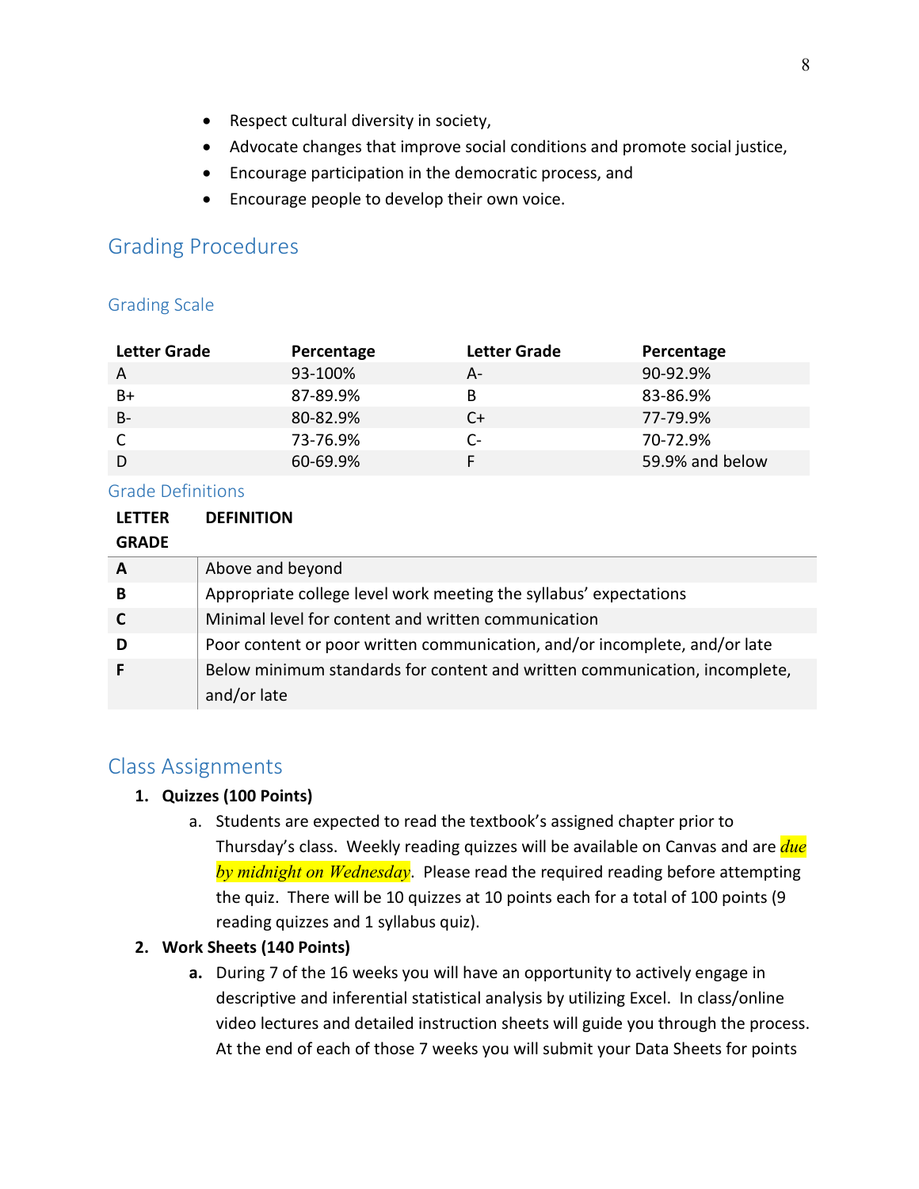- Respect cultural diversity in society,
- Advocate changes that improve social conditions and promote social justice,
- Encourage participation in the democratic process, and
- Encourage people to develop their own voice.

## Grading Procedures

### Grading Scale

| Letter Grade | Percentage | Letter Grade | Percentage |
|---|---|---|---|
| A | 93-100% | A- | 90-92.9% |
| B+ | 87-89.9% | B | 83-86.9% |
| B- | 80-82.9% | C+ | 77-79.9% |
| C | 73-76.9% | C- | 70-72.9% |
| D | 60-69.9% | F | 59.9% and below |

### Grade Definitions

| LETTER GRADE | DEFINITION |
|---|---|
| **A** | Above and beyond |
| **B** | Appropriate college level work meeting the syllabus' expectations |
| **C** | Minimal level for content and written communication |
| **D** | Poor content or poor written communication, and/or incomplete, and/or late |
| **F** | Below minimum standards for content and written communication, incomplete, and/or late |

## Class Assignments

1. **Quizzes (100 Points)**
   a. Students are expected to read the textbook's assigned chapter prior to Thursday's class. Weekly reading quizzes will be available on Canvas and are *due by midnight on Wednesday*. Please read the required reading before attempting the quiz. There will be 10 quizzes at 10 points each for a total of 100 points (9 reading quizzes and 1 syllabus quiz).
2. **Work Sheets (140 Points)**
   **a.** During 7 of the 16 weeks you will have an opportunity to actively engage in descriptive and inferential statistical analysis by utilizing Excel. In class/online video lectures and detailed instruction sheets will guide you through the process. At the end of each of those 7 weeks you will submit your Data Sheets for points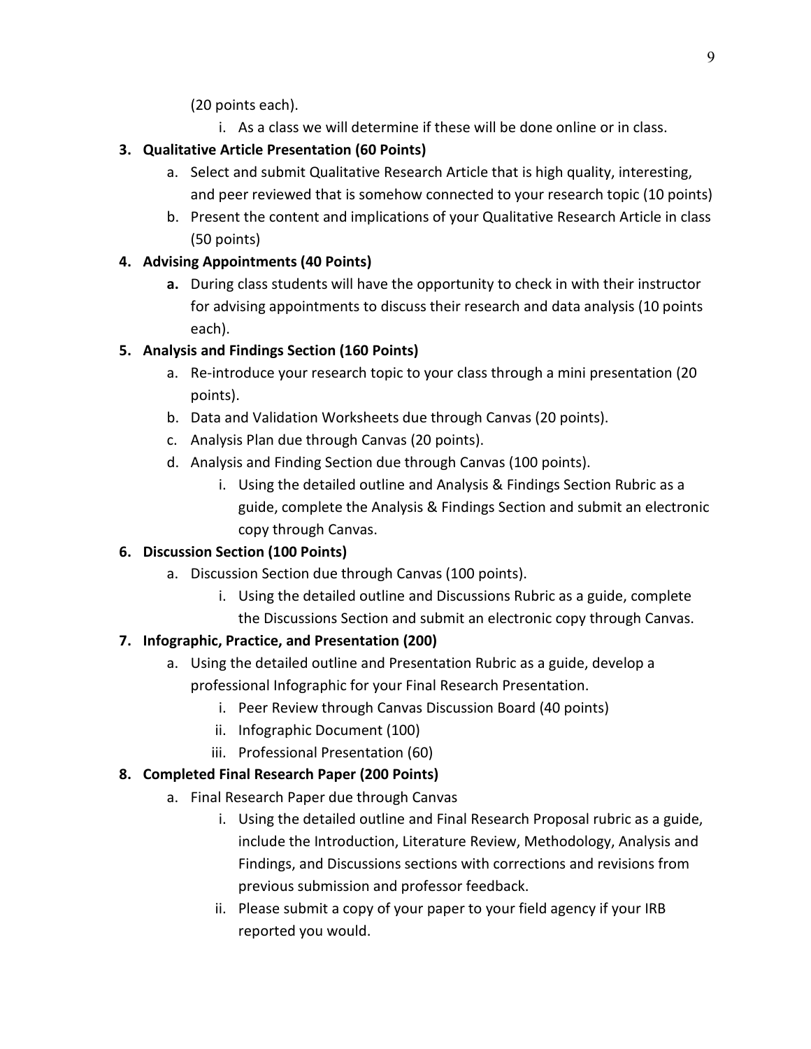(20 points each).

   i. As a class we will determine if these will be done online or in class.

3. **Qualitative Article Presentation (60 Points)**
   a. Select and submit Qualitative Research Article that is high quality, interesting, and peer reviewed that is somehow connected to your research topic (10 points)
   b. Present the content and implications of your Qualitative Research Article in class (50 points)
4. **Advising Appointments (40 Points)**
   **a.** During class students will have the opportunity to check in with their instructor for advising appointments to discuss their research and data analysis (10 points each).
5. **Analysis and Findings Section (160 Points)**
   a. Re-introduce your research topic to your class through a mini presentation (20 points).
   b. Data and Validation Worksheets due through Canvas (20 points).
   c. Analysis Plan due through Canvas (20 points).
   d. Analysis and Finding Section due through Canvas (100 points).
      i. Using the detailed outline and Analysis & Findings Section Rubric as a guide, complete the Analysis & Findings Section and submit an electronic copy through Canvas.
6. **Discussion Section (100 Points)**
   a. Discussion Section due through Canvas (100 points).
      i. Using the detailed outline and Discussions Rubric as a guide, complete the Discussions Section and submit an electronic copy through Canvas.
7. **Infographic, Practice, and Presentation (200)**
   a. Using the detailed outline and Presentation Rubric as a guide, develop a professional Infographic for your Final Research Presentation.
      i. Peer Review through Canvas Discussion Board (40 points)
      ii. Infographic Document (100)
      iii. Professional Presentation (60)
8. **Completed Final Research Paper (200 Points)**
   a. Final Research Paper due through Canvas
      i. Using the detailed outline and Final Research Proposal rubric as a guide, include the Introduction, Literature Review, Methodology, Analysis and Findings, and Discussions sections with corrections and revisions from previous submission and professor feedback.
      ii. Please submit a copy of your paper to your field agency if your IRB reported you would.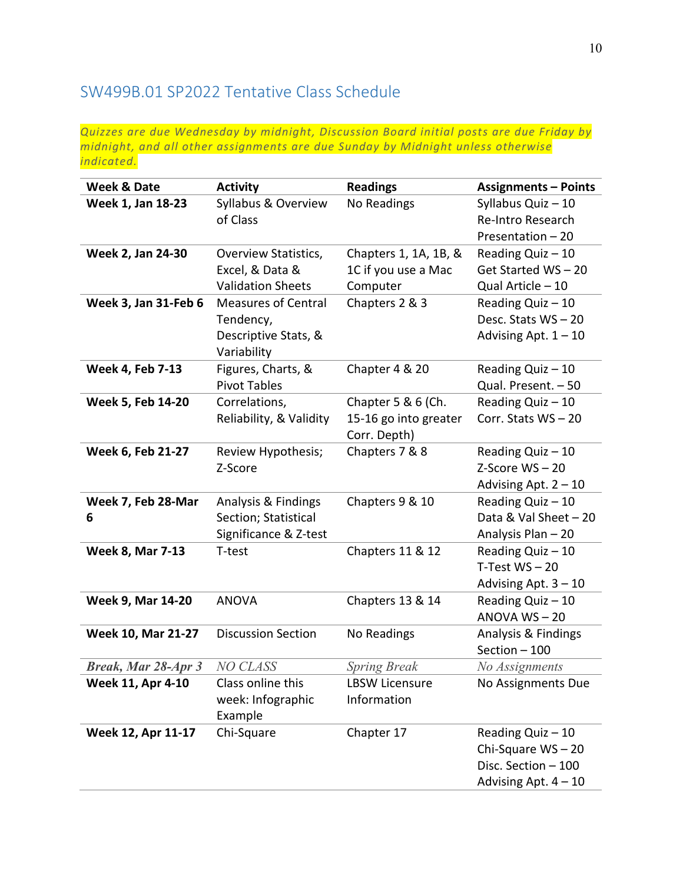## SW499B.01 SP2022 Tentative Class Schedule

*Quizzes are due Wednesday by midnight, Discussion Board initial posts are due Friday by midnight, and all other assignments are due Sunday by Midnight unless otherwise indicated.*

| Week & Date | Activity | Readings | Assignments – Points |
|---|---|---|---|
| **Week 1, Jan 18-23** | Syllabus & Overview of Class | No Readings | Syllabus Quiz – 10<br>Re-Intro Research Presentation – 20 |
| **Week 2, Jan 24-30** | Overview Statistics, Excel, & Data & Validation Sheets | Chapters 1, 1A, 1B, & 1C if you use a Mac Computer | Reading Quiz – 10<br>Get Started WS – 20<br>Qual Article – 10 |
| **Week 3, Jan 31-Feb 6** | Measures of Central Tendency, Descriptive Stats, & Variability | Chapters 2 & 3 | Reading Quiz – 10<br>Desc. Stats WS – 20<br>Advising Apt. 1 – 10 |
| **Week 4, Feb 7-13** | Figures, Charts, & Pivot Tables | Chapter 4 & 20 | Reading Quiz – 10<br>Qual. Present. – 50 |
| **Week 5, Feb 14-20** | Correlations, Reliability, & Validity | Chapter 5 & 6 (Ch. 15-16 go into greater Corr. Depth) | Reading Quiz – 10<br>Corr. Stats WS – 20 |
| **Week 6, Feb 21-27** | Review Hypothesis; Z-Score | Chapters 7 & 8 | Reading Quiz – 10<br>Z-Score WS – 20<br>Advising Apt. 2 – 10 |
| **Week 7, Feb 28-Mar 6** | Analysis & Findings Section; Statistical Significance & Z-test | Chapters 9 & 10 | Reading Quiz – 10<br>Data & Val Sheet – 20<br>Analysis Plan – 20 |
| **Week 8, Mar 7-13** | T-test | Chapters 11 & 12 | Reading Quiz – 10<br>T-Test WS – 20<br>Advising Apt. 3 – 10 |
| **Week 9, Mar 14-20** | ANOVA | Chapters 13 & 14 | Reading Quiz – 10<br>ANOVA WS – 20 |
| **Week 10, Mar 21-27** | Discussion Section | No Readings | Analysis & Findings Section – 100 |
| ***Break, Mar 28-Apr 3*** | *NO CLASS* | *Spring Break* | *No Assignments* |
| **Week 11, Apr 4-10** | Class online this week: Infographic Example | LBSW Licensure Information | No Assignments Due |
| **Week 12, Apr 11-17** | Chi-Square | Chapter 17 | Reading Quiz – 10<br>Chi-Square WS – 20<br>Disc. Section – 100<br>Advising Apt. 4 – 10 |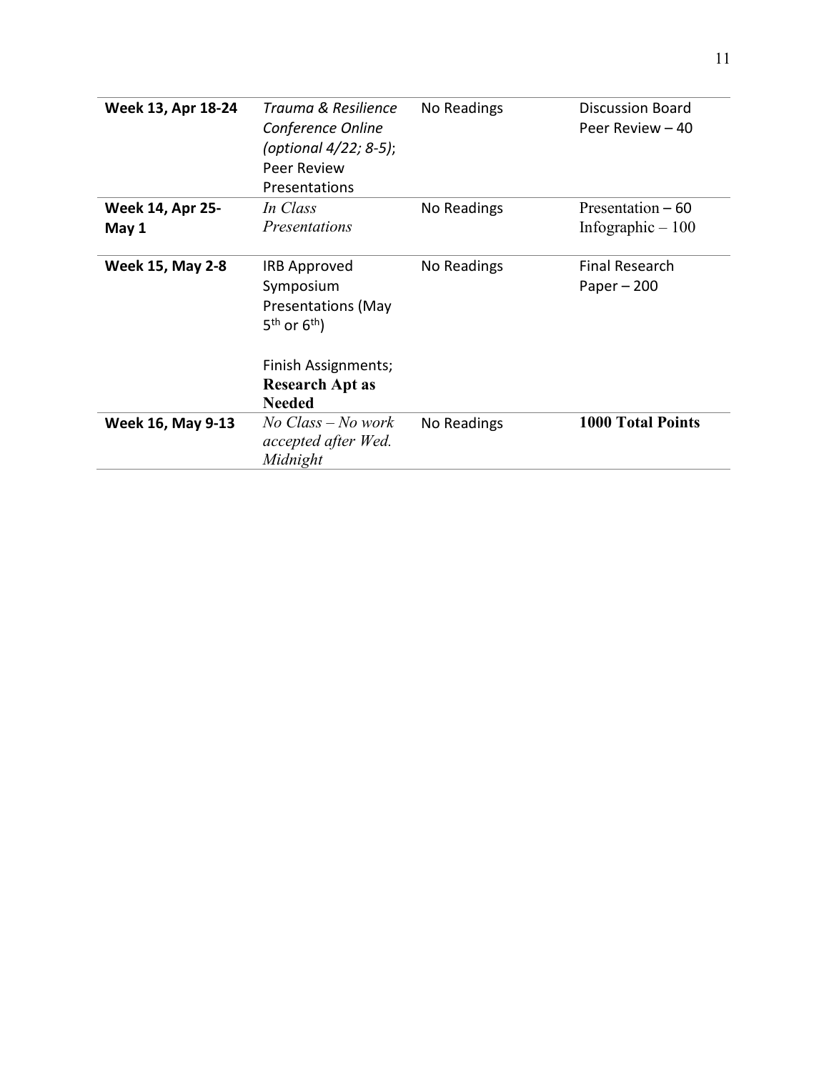| | | | |
|---|---|---|---|
| **Week 13, Apr 18-24** | *Trauma & Resilience Conference Online (optional 4/22; 8-5)*; Peer Review Presentations | No Readings | Discussion Board Peer Review – 40 |
| **Week 14, Apr 25-May 1** | *In Class Presentations* | No Readings | Presentation – 60<br>Infographic – 100 |
| **Week 15, May 2-8** | IRB Approved Symposium Presentations (May 5th or 6th)<br><br>Finish Assignments; **Research Apt as Needed** | No Readings | Final Research Paper – 200 |
| **Week 16, May 9-13** | *No Class – No work accepted after Wed. Midnight* | No Readings | **1000 Total Points** |